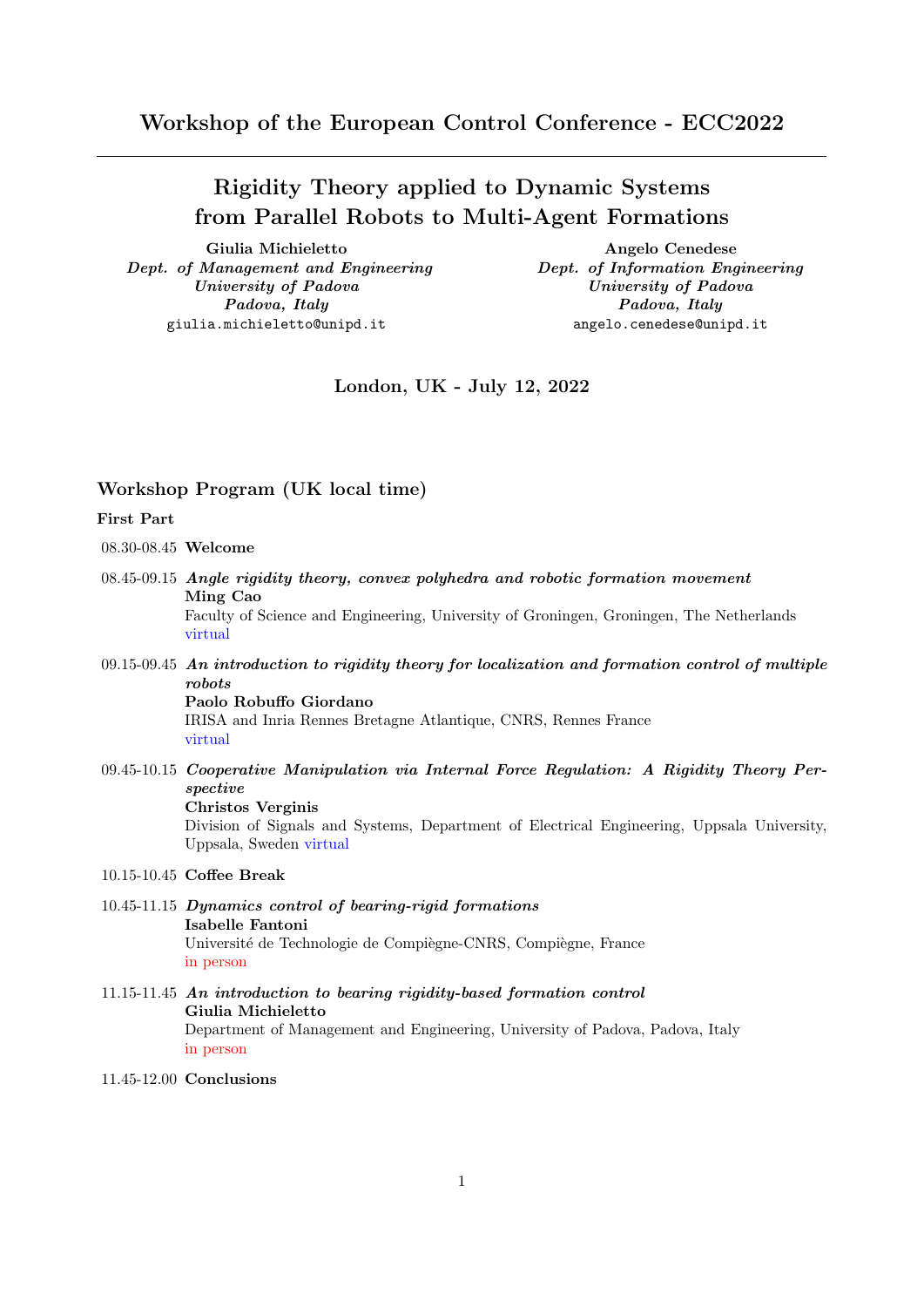# Workshop of the European Control Conference - ECC2022

## Rigidity Theory applied to Dynamic Systems from Parallel Robots to Multi-Agent Formations

**Giulia Michieletto**
*Dept. of Management and Engineering*
*University of Padova*
*Padova, Italy*
giulia.michieletto@unipd.it

**Angelo Cenedese**
*Dept. of Information Engineering*
*University of Padova*
*Padova, Italy*
angelo.cenedese@unipd.it

**London, UK - July 12, 2022**

### Workshop Program (UK local time)

**First Part**

08.30-08.45 **Welcome**

08.45-09.15 ***Angle rigidity theory, convex polyhedra and robotic formation movement***
**Ming Cao**
Faculty of Science and Engineering, University of Groningen, Groningen, The Netherlands
virtual

09.15-09.45 ***An introduction to rigidity theory for localization and formation control of multiple robots***
**Paolo Robuffo Giordano**
IRISA and Inria Rennes Bretagne Atlantique, CNRS, Rennes France
virtual

09.45-10.15 ***Cooperative Manipulation via Internal Force Regulation: A Rigidity Theory Perspective***
**Christos Verginis**
Division of Signals and Systems, Department of Electrical Engineering, Uppsala University, Uppsala, Sweden virtual

10.15-10.45 **Coffee Break**

10.45-11.15 ***Dynamics control of bearing-rigid formations***
**Isabelle Fantoni**
Université de Technologie de Compiègne-CNRS, Compiègne, France
in person

11.15-11.45 ***An introduction to bearing rigidity-based formation control***
**Giulia Michieletto**
Department of Management and Engineering, University of Padova, Padova, Italy
in person

11.45-12.00 **Conclusions**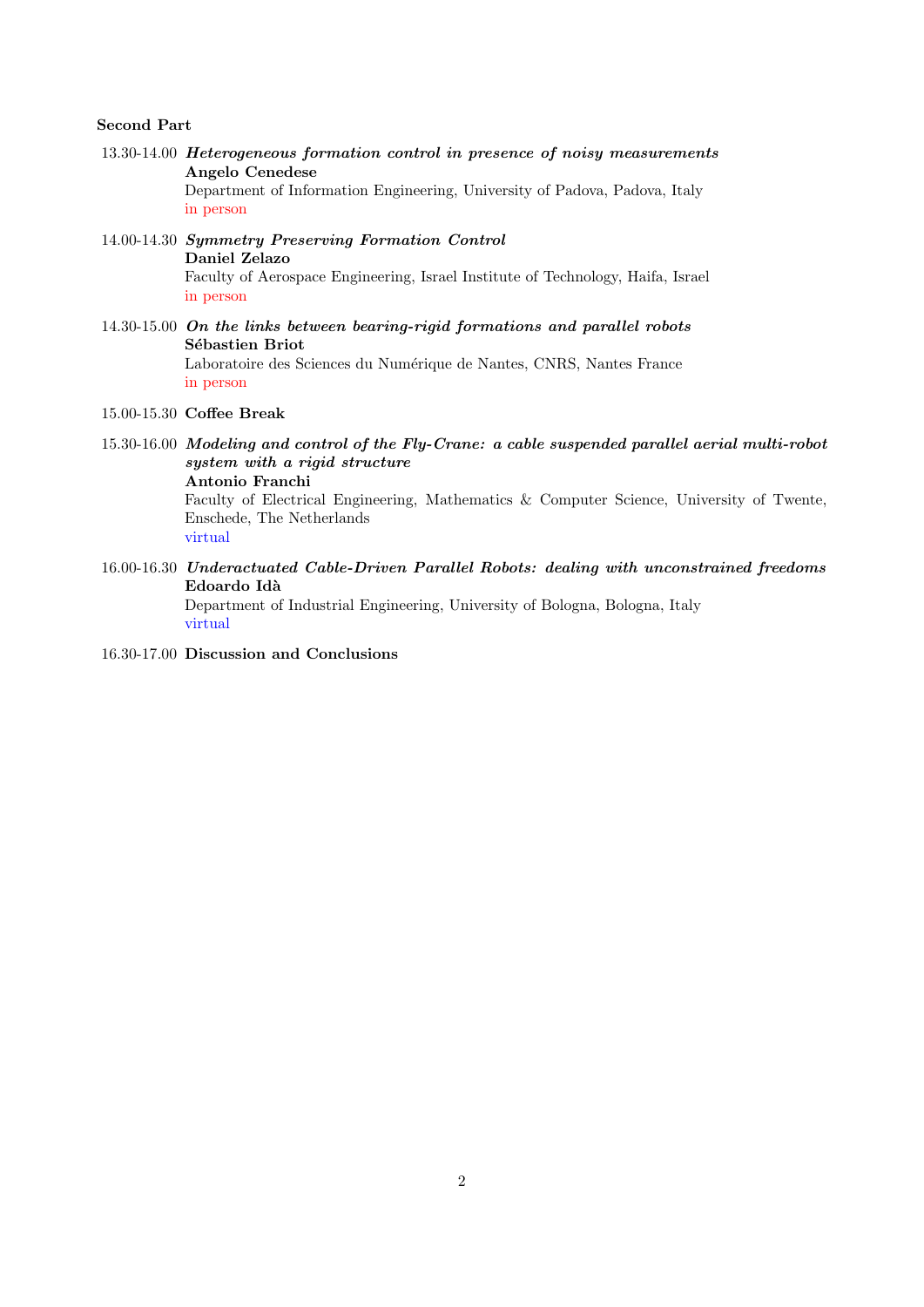**Second Part**

13.30-14.00 ***Heterogeneous formation control in presence of noisy measurements***
**Angelo Cenedese**
Department of Information Engineering, University of Padova, Padova, Italy
in person

14.00-14.30 ***Symmetry Preserving Formation Control***
**Daniel Zelazo**
Faculty of Aerospace Engineering, Israel Institute of Technology, Haifa, Israel
in person

14.30-15.00 ***On the links between bearing-rigid formations and parallel robots***
**Sébastien Briot**
Laboratoire des Sciences du Numérique de Nantes, CNRS, Nantes France
in person

15.00-15.30 **Coffee Break**

15.30-16.00 ***Modeling and control of the Fly-Crane: a cable suspended parallel aerial multi-robot system with a rigid structure***
**Antonio Franchi**
Faculty of Electrical Engineering, Mathematics & Computer Science, University of Twente, Enschede, The Netherlands
virtual

16.00-16.30 ***Underactuated Cable-Driven Parallel Robots: dealing with unconstrained freedoms***
**Edoardo Idà**
Department of Industrial Engineering, University of Bologna, Bologna, Italy
virtual

16.30-17.00 **Discussion and Conclusions**